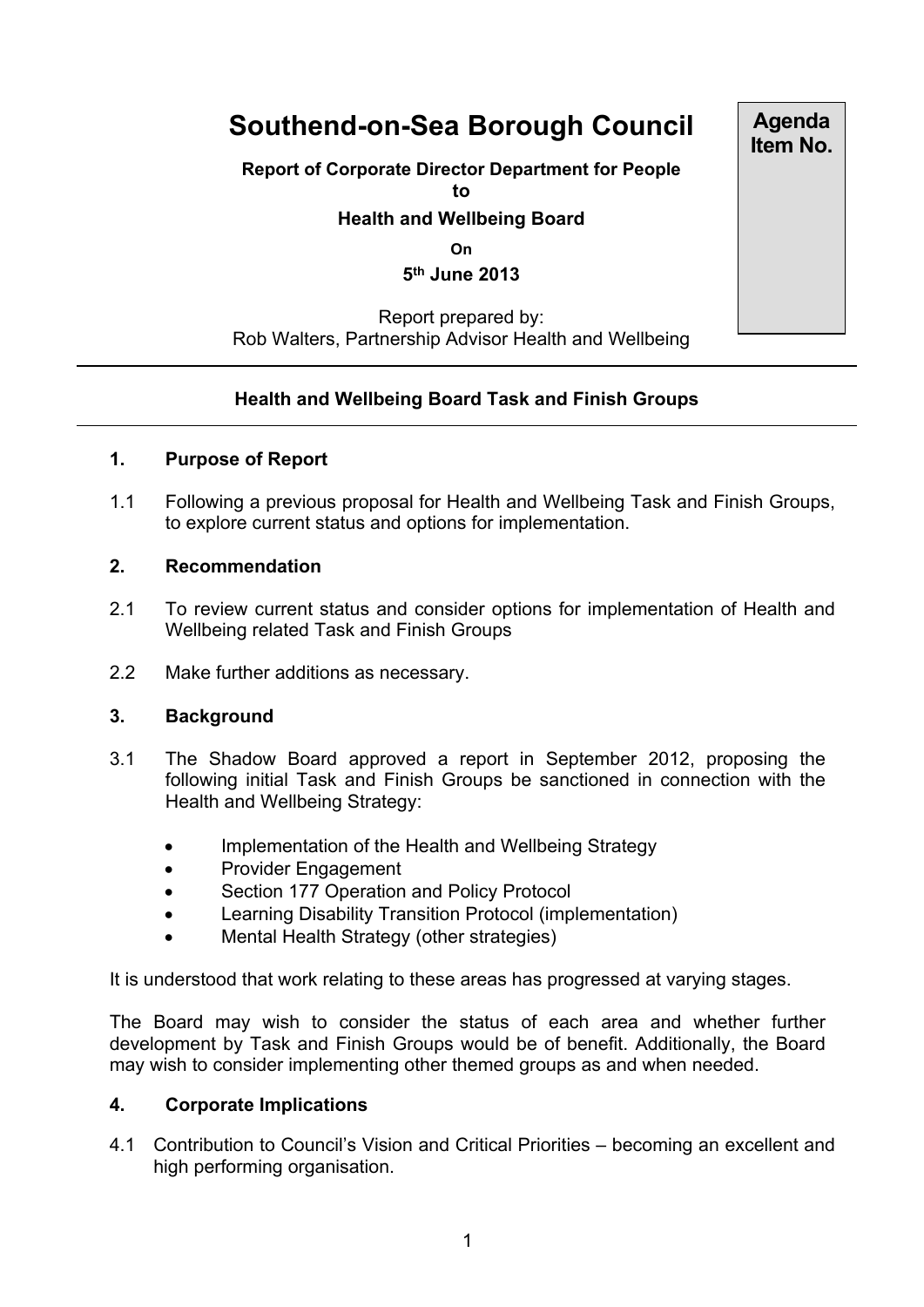# Southend-on-Sea Borough Council

**Agenda Item No.**

**Report of Corporate Director Department for People**
**to**
**Health and Wellbeing Board**
**On**
**5th June 2013**

Report prepared by:
Rob Walters, Partnership Advisor Health and Wellbeing

---

**Health and Wellbeing Board Task and Finish Groups**

---

## 1. Purpose of Report

1.1 Following a previous proposal for Health and Wellbeing Task and Finish Groups, to explore current status and options for implementation.

## 2. Recommendation

2.1 To review current status and consider options for implementation of Health and Wellbeing related Task and Finish Groups

2.2 Make further additions as necessary.

## 3. Background

3.1 The Shadow Board approved a report in September 2012, proposing the following initial Task and Finish Groups be sanctioned in connection with the Health and Wellbeing Strategy:

- Implementation of the Health and Wellbeing Strategy
- Provider Engagement
- Section 177 Operation and Policy Protocol
- Learning Disability Transition Protocol (implementation)
- Mental Health Strategy (other strategies)

It is understood that work relating to these areas has progressed at varying stages.

The Board may wish to consider the status of each area and whether further development by Task and Finish Groups would be of benefit. Additionally, the Board may wish to consider implementing other themed groups as and when needed.

## 4. Corporate Implications

4.1 Contribution to Council's Vision and Critical Priorities – becoming an excellent and high performing organisation.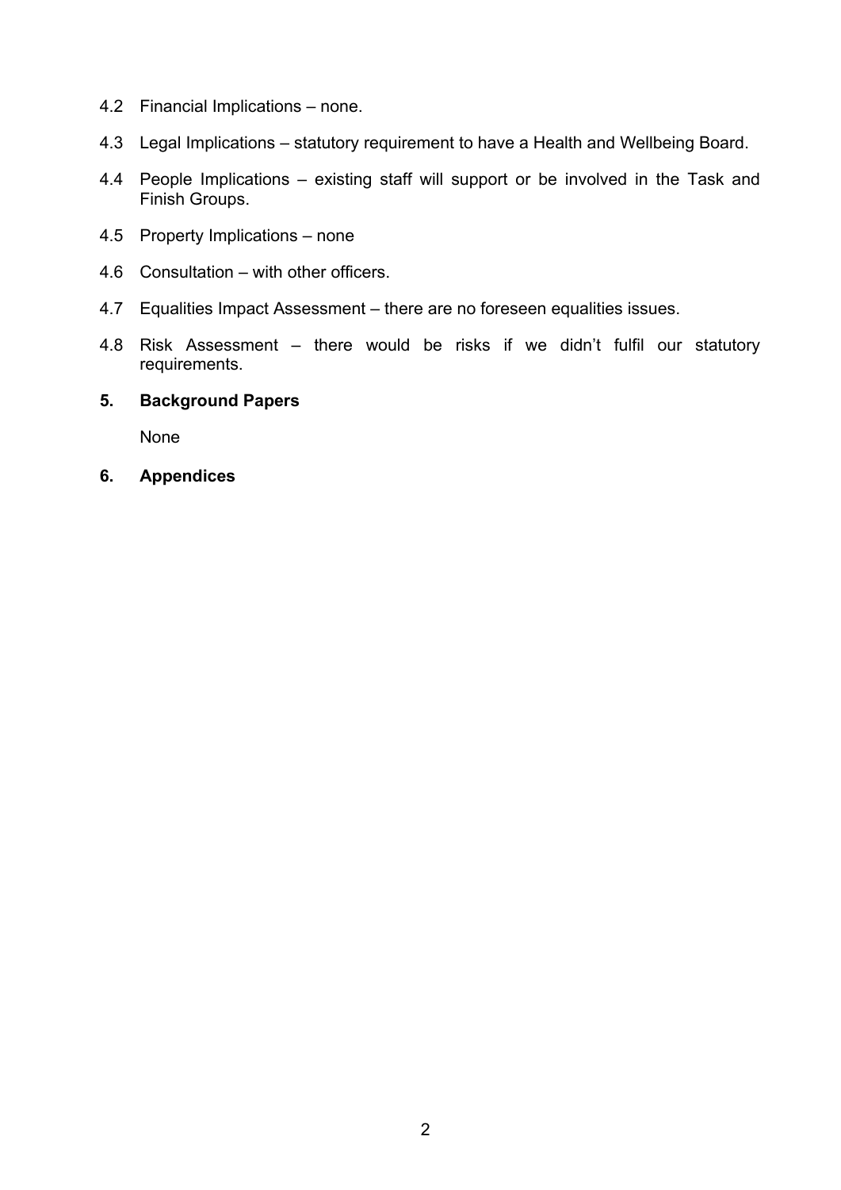4.2 Financial Implications – none.

4.3 Legal Implications – statutory requirement to have a Health and Wellbeing Board.

4.4 People Implications – existing staff will support or be involved in the Task and Finish Groups.

4.5 Property Implications – none

4.6 Consultation – with other officers.

4.7 Equalities Impact Assessment – there are no foreseen equalities issues.

4.8 Risk Assessment – there would be risks if we didn't fulfil our statutory requirements.

## 5. Background Papers

None

## 6. Appendices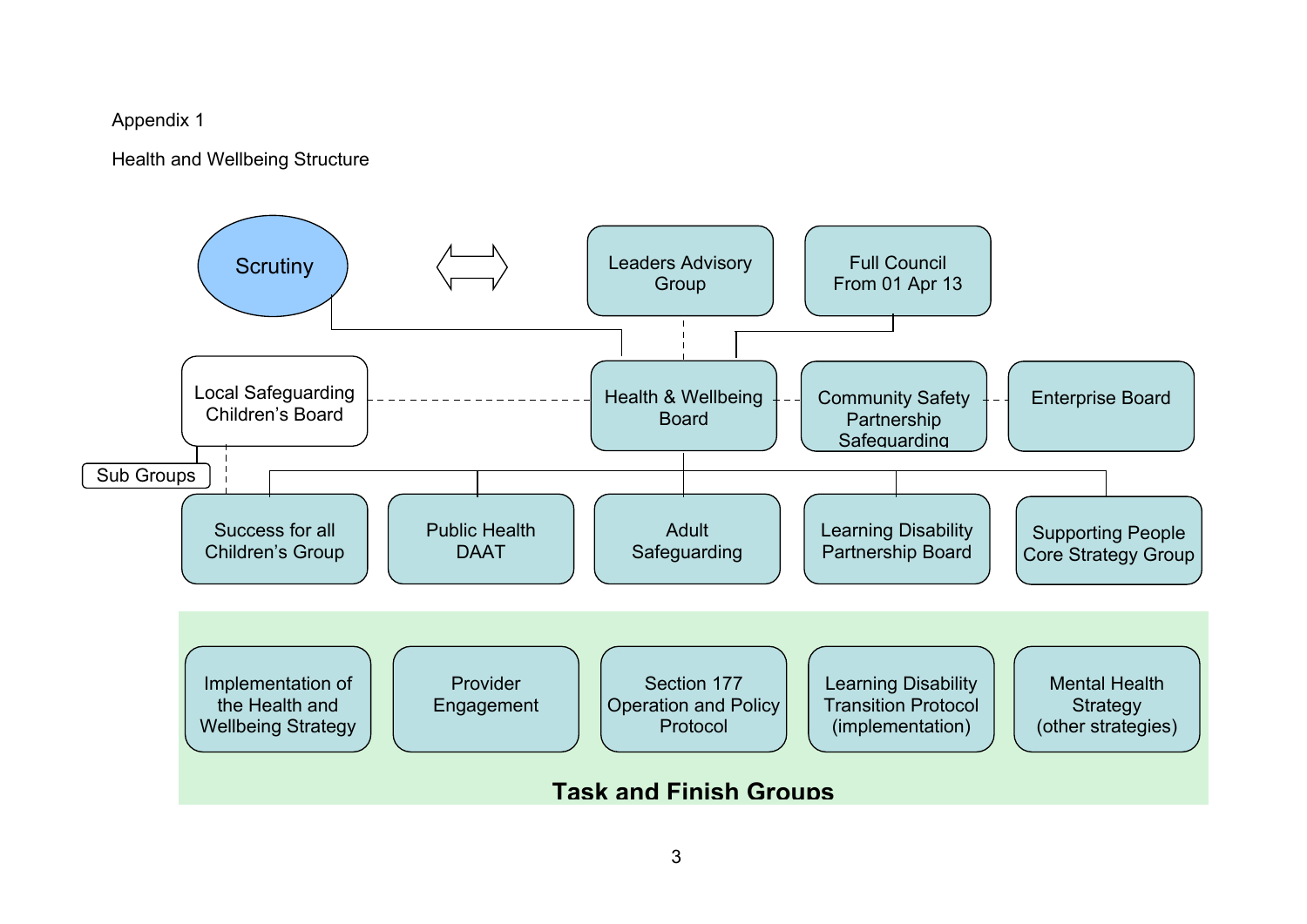Appendix 1

Health and Wellbeing Structure

Scrutiny

Leaders Advisory Group

Full Council From 01 Apr 13

Local Safeguarding Children's Board

Sub Groups

Health & Wellbeing Board

Community Safety Partnership Safeguarding

Enterprise Board

Success for all Children's Group

Public Health DAAT

Adult Safeguarding

Learning Disability Partnership Board

Supporting People Core Strategy Group

Implementation of the Health and Wellbeing Strategy

Provider Engagement

Section 177 Operation and Policy Protocol

Learning Disability Transition Protocol (implementation)

Mental Health Strategy (other strategies)

**Task and Finish Groups**